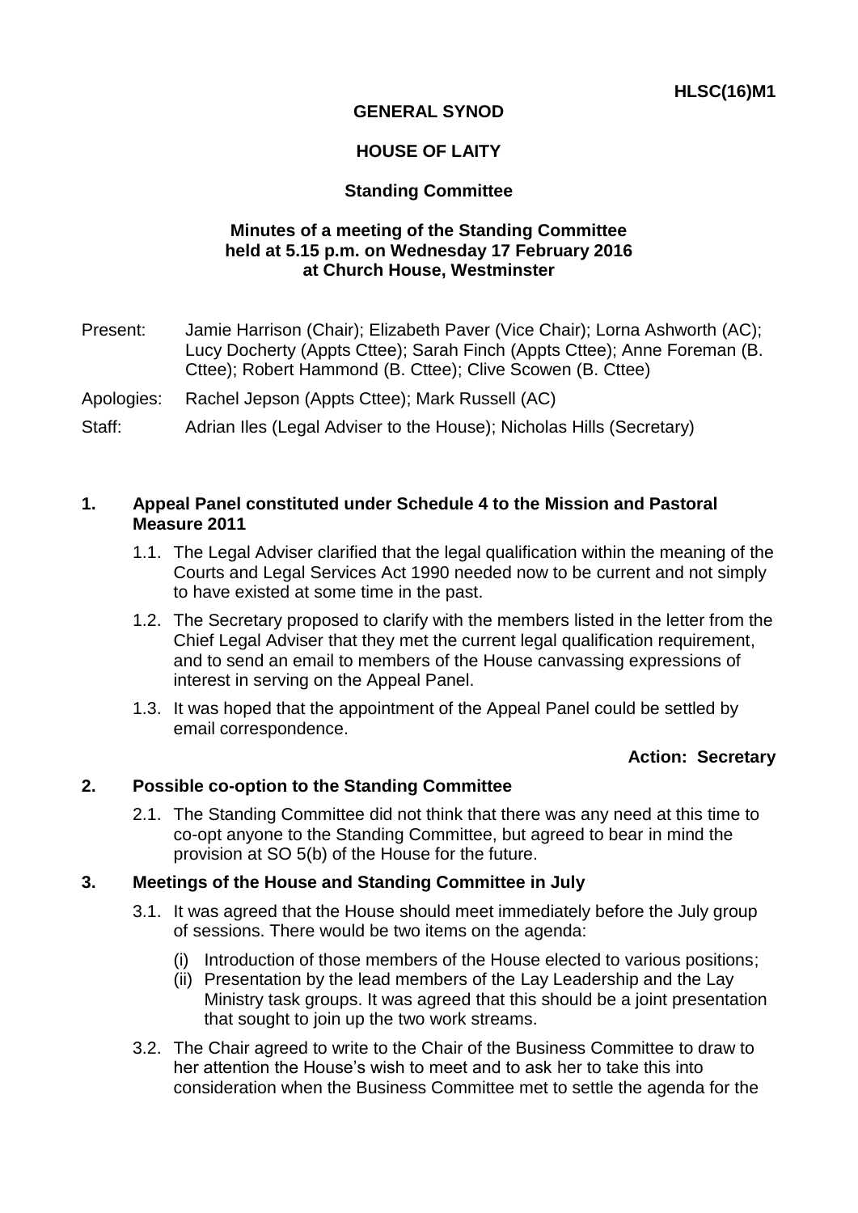**HLSC(16)M1**

**GENERAL SYNOD**

**HOUSE OF LAITY**

**Standing Committee**

**Minutes of a meeting of the Standing Committee held at 5.15 p.m. on Wednesday 17 February 2016 at Church House, Westminster**

Present: Jamie Harrison (Chair); Elizabeth Paver (Vice Chair); Lorna Ashworth (AC); Lucy Docherty (Appts Cttee); Sarah Finch (Appts Cttee); Anne Foreman (B. Cttee); Robert Hammond (B. Cttee); Clive Scowen (B. Cttee)

Apologies: Rachel Jepson (Appts Cttee); Mark Russell (AC)

Staff: Adrian Iles (Legal Adviser to the House); Nicholas Hills (Secretary)

## 1. Appeal Panel constituted under Schedule 4 to the Mission and Pastoral Measure 2011

1.1. The Legal Adviser clarified that the legal qualification within the meaning of the Courts and Legal Services Act 1990 needed now to be current and not simply to have existed at some time in the past.

1.2. The Secretary proposed to clarify with the members listed in the letter from the Chief Legal Adviser that they met the current legal qualification requirement, and to send an email to members of the House canvassing expressions of interest in serving on the Appeal Panel.

1.3. It was hoped that the appointment of the Appeal Panel could be settled by email correspondence.

**Action: Secretary**

## 2. Possible co-option to the Standing Committee

2.1. The Standing Committee did not think that there was any need at this time to co-opt anyone to the Standing Committee, but agreed to bear in mind the provision at SO 5(b) of the House for the future.

## 3. Meetings of the House and Standing Committee in July

3.1. It was agreed that the House should meet immediately before the July group of sessions. There would be two items on the agenda:

(i) Introduction of those members of the House elected to various positions;
(ii) Presentation by the lead members of the Lay Leadership and the Lay Ministry task groups. It was agreed that this should be a joint presentation that sought to join up the two work streams.

3.2. The Chair agreed to write to the Chair of the Business Committee to draw to her attention the House's wish to meet and to ask her to take this into consideration when the Business Committee met to settle the agenda for the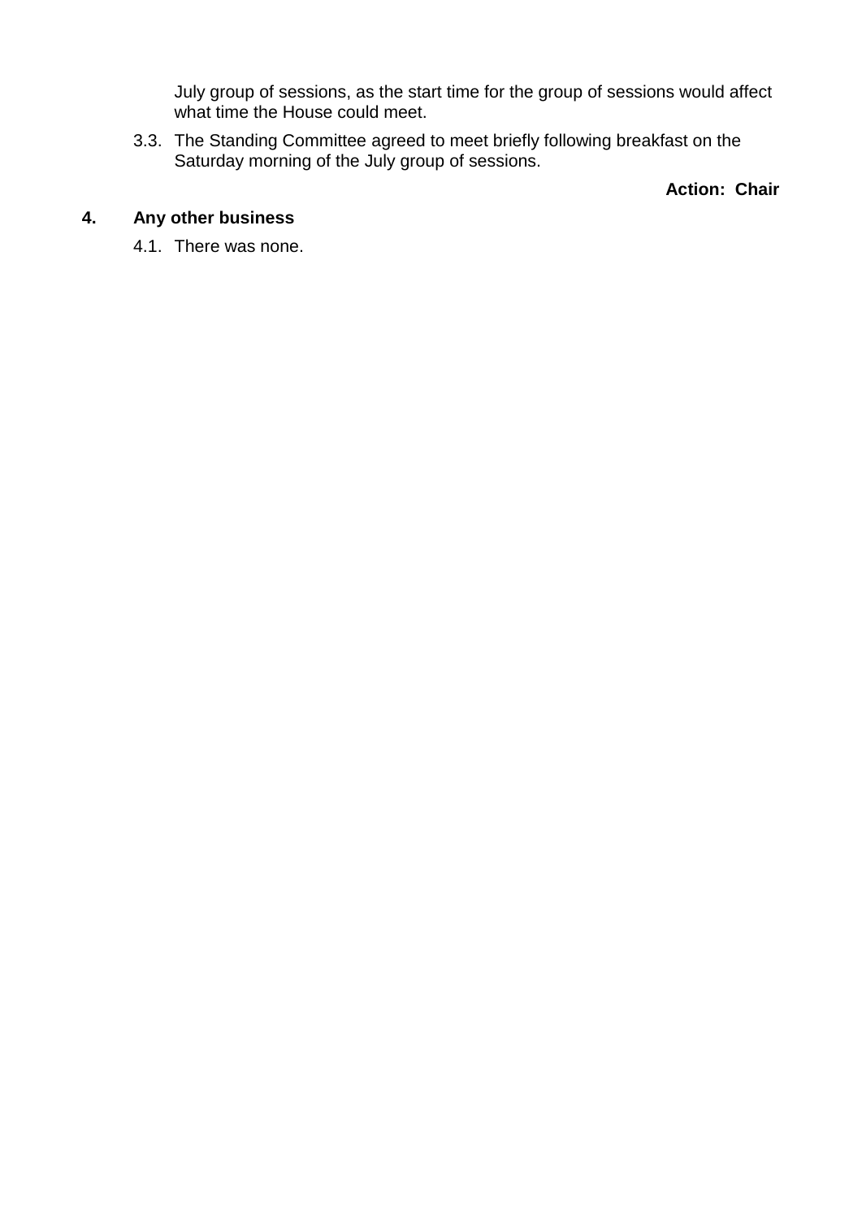July group of sessions, as the start time for the group of sessions would affect what time the House could meet.

3.3. The Standing Committee agreed to meet briefly following breakfast on the Saturday morning of the July group of sessions.

**Action: Chair**

**4. Any other business**

4.1. There was none.